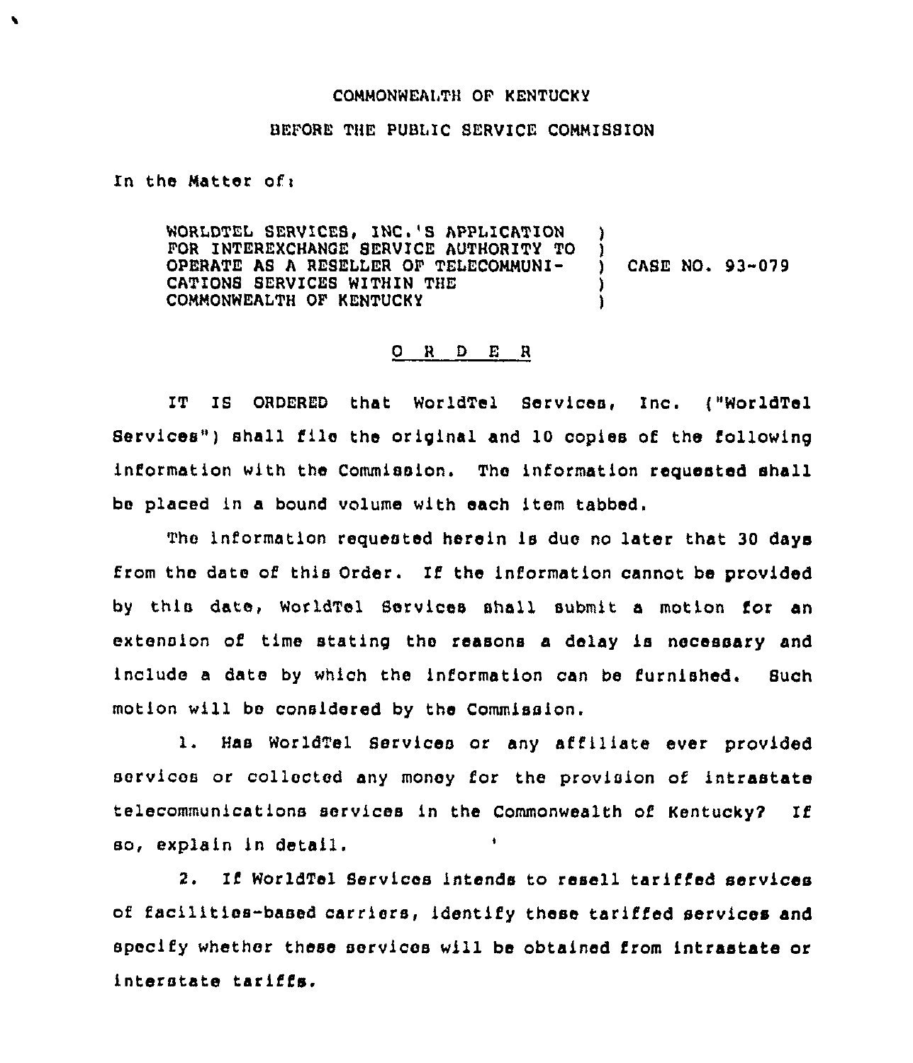COMMONWEALTH OF KENTUCKY

BEFORE THE PUBLIC SERVICE COMMISSION

In the Matter of:

WORLDTEL SERVICES, INC.'S APPLICATION FOR INTEREXCHANGE SERVICE AUTHORITY TO OPERATE AS A RESELLER OF TELECOMMUNICATIONS SERVICES WITHIN THE COMMONWEALTH OF KENTUCKY ) CASE NO. 93-079

O R D E R

IT IS ORDERED that WorldTel Services, Inc. ("WorldTel Services") shall file the original and 10 copies of the following information with the Commission. The information requested shall be placed in a bound volume with each item tabbed.

The information requested herein is due no later that 30 days from the date of this Order. If the information cannot be provided by this date, WorldTel Services shall submit a motion for an extension of time stating the reasons a delay is necessary and include a date by which the information can be furnished. Such motion will be considered by the Commission.

1. Has WorldTel Services or any affiliate ever provided services or collected any money for the provision of intrastate telecommunications services in the Commonwealth of Kentucky? If so, explain in detail.

2. If WorldTel Services intends to resell tariffed services of facilities-based carriers, identify these tariffed services and specify whether these services will be obtained from intrastate or interstate tariffs.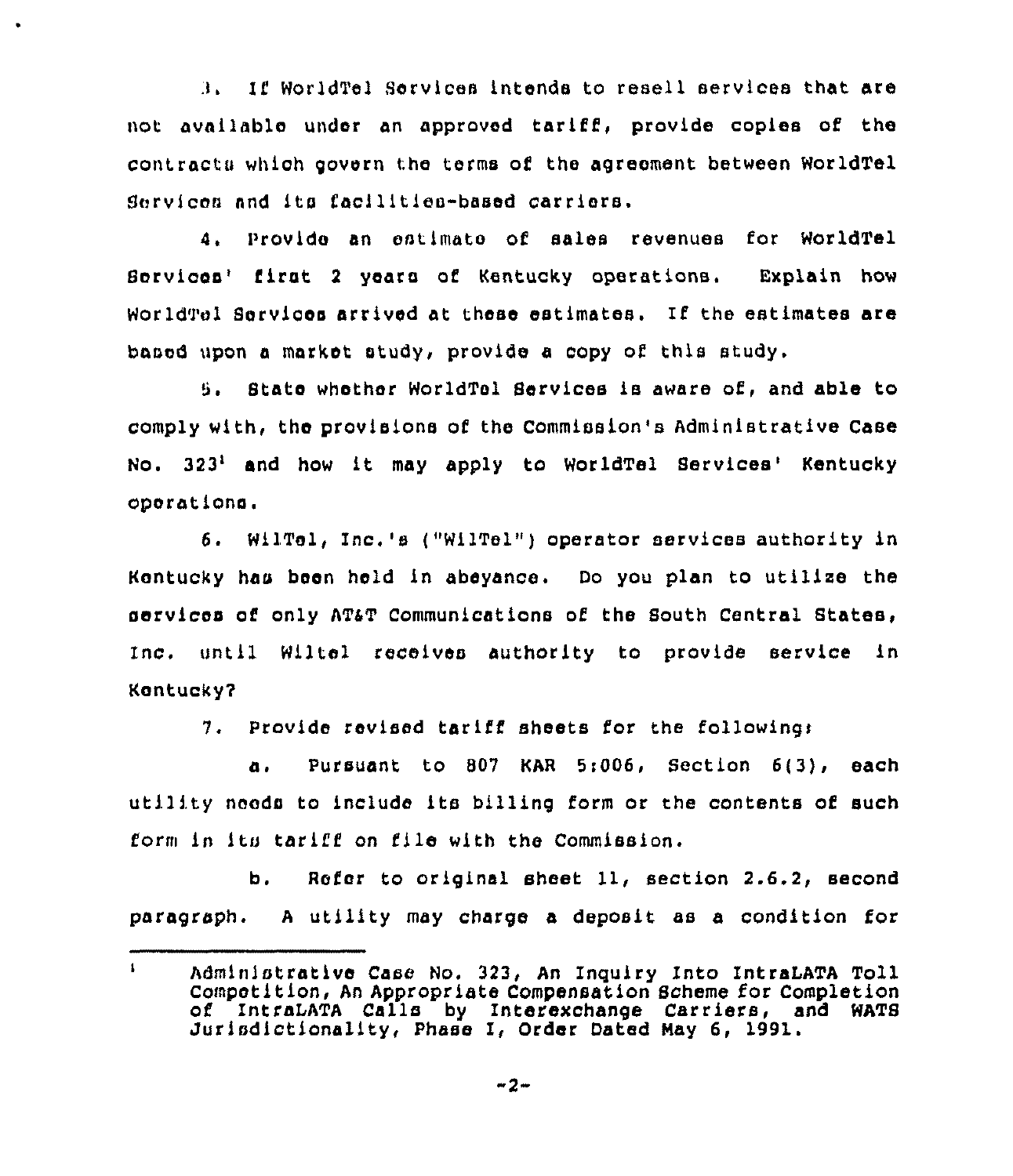3. If WorldTel Services intends to resell services that are not available under an approved tariff, provide copies of the contracts which govern the terms of the agreement between WorldTel Services and its facilities-based carriers.

4. Provide an estimate of sales revenues for WorldTel Services' first 2 years of Kentucky operations. Explain how WorldTel Services arrived at these estimates. If the estimates are based upon a market study, provide a copy of this study.

5. State whether WorldTel Services is aware of, and able to comply with, the provisions of the Commission's Administrative Case No. 323[1] and how it may apply to WorldTel Services' Kentucky operations.

6. WilTel, Inc.'s ("WilTel") operator services authority in Kentucky has been held in abeyance. Do you plan to utilize the services of only AT&T Communications of the South Central States, Inc. until Wiltel receives authority to provide service in Kentucky?

7. Provide revised tariff sheets for the following:

a. Pursuant to 807 KAR 5:006, Section 6(3), each utility needs to include its billing form or the contents of such form in its tariff on file with the Commission.

b. Refer to original sheet 11, section 2.6.2, second paragraph. A utility may charge a deposit as a condition for

---

[1] Administrative Case No. 323, An Inquiry Into IntraLATA Toll Competition, An Appropriate Compensation Scheme for Completion of IntraLATA Calls by Interexchange Carriers, and WATS Jurisdictionality, Phase I, Order Dated May 6, 1991.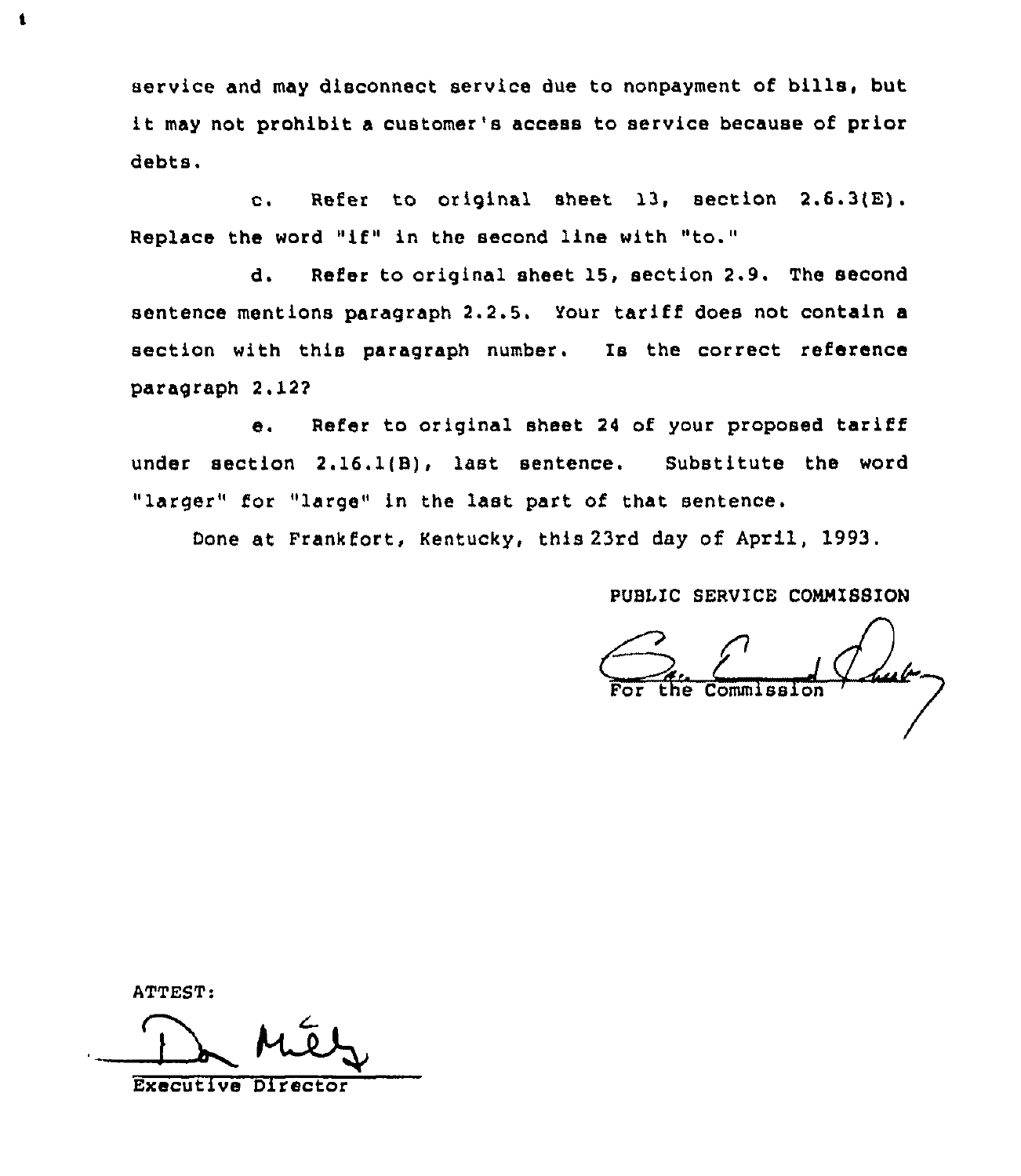service and may disconnect service due to nonpayment of bills, but it may not prohibit a customer's access to service because of prior debts.

c. Refer to original sheet 13, section 2.6.3(E). Replace the word "if" in the second line with "to."

d. Refer to original sheet 15, section 2.9. The second sentence mentions paragraph 2.2.5. Your tariff does not contain a section with this paragraph number. Is the correct reference paragraph 2.12?

e. Refer to original sheet 24 of your proposed tariff under section 2.16.1(B), last sentence. Substitute the word "larger" for "large" in the last part of that sentence.

Done at Frankfort, Kentucky, this 23rd day of April, 1993.

PUBLIC SERVICE COMMISSION

For the Commission

ATTEST:

Executive Director